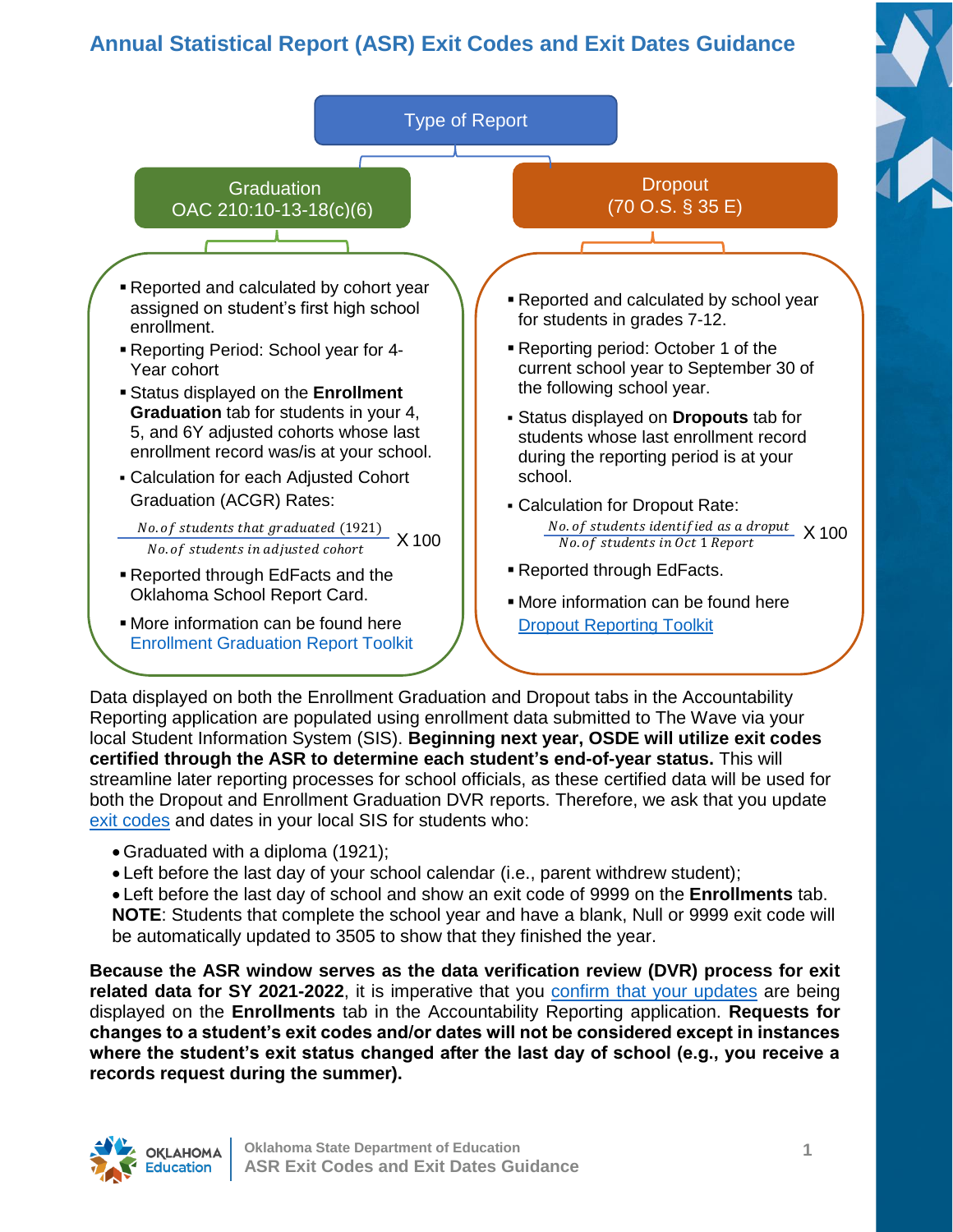# Annual Statistical Report (ASR) Exit Codes and Exit Dates Guidance

**Type of Report**

## Graduation
OAC 210:10-13-18(c)(6)

- Reported and calculated by cohort year assigned on student's first high school enrollment.
- Reporting Period: School year for 4-Year cohort
- Status displayed on the **Enrollment Graduation** tab for students in your 4, 5, and 6Y adjusted cohorts whose last enrollment record was/is at your school.
- Calculation for each Adjusted Cohort Graduation (ACGR) Rates:

$$\frac{No. of\ students\ that\ graduated\ (1921)}{No. of\ students\ in\ adjusted\ cohort} \times 100$$

- Reported through EdFacts and the Oklahoma School Report Card.
- More information can be found here [Enrollment Graduation Report Toolkit]

## Dropout
(70 O.S. § 35 E)

- Reported and calculated by school year for students in grades 7-12.
- Reporting period: October 1 of the current school year to September 30 of the following school year.
- Status displayed on **Dropouts** tab for students whose last enrollment record during the reporting period is at your school.
- Calculation for Dropout Rate:

$$\frac{No. of\ students\ identified\ as\ a\ dropout}{No. of\ students\ in\ Oct\ 1\ Report} \times 100$$

- Reported through EdFacts.
- More information can be found here [Dropout Reporting Toolkit]

Data displayed on both the Enrollment Graduation and Dropout tabs in the Accountability Reporting application are populated using enrollment data submitted to The Wave via your local Student Information System (SIS). **Beginning next year, OSDE will utilize exit codes certified through the ASR to determine each student's end-of-year status.** This will streamline later reporting processes for school officials, as these certified data will be used for both the Dropout and Enrollment Graduation DVR reports. Therefore, we ask that you update exit codes and dates in your local SIS for students who:

- Graduated with a diploma (1921);
- Left before the last day of your school calendar (i.e., parent withdrew student);
- Left before the last day of school and show an exit code of 9999 on the **Enrollments** tab.

**NOTE**: Students that complete the school year and have a blank, Null or 9999 exit code will be automatically updated to 3505 to show that they finished the year.

**Because the ASR window serves as the data verification review (DVR) process for exit related data for SY 2021-2022**, it is imperative that you confirm that your updates are being displayed on the **Enrollments** tab in the Accountability Reporting application. **Requests for changes to a student's exit codes and/or dates will not be considered except in instances where the student's exit status changed after the last day of school (e.g., you receive a records request during the summer).**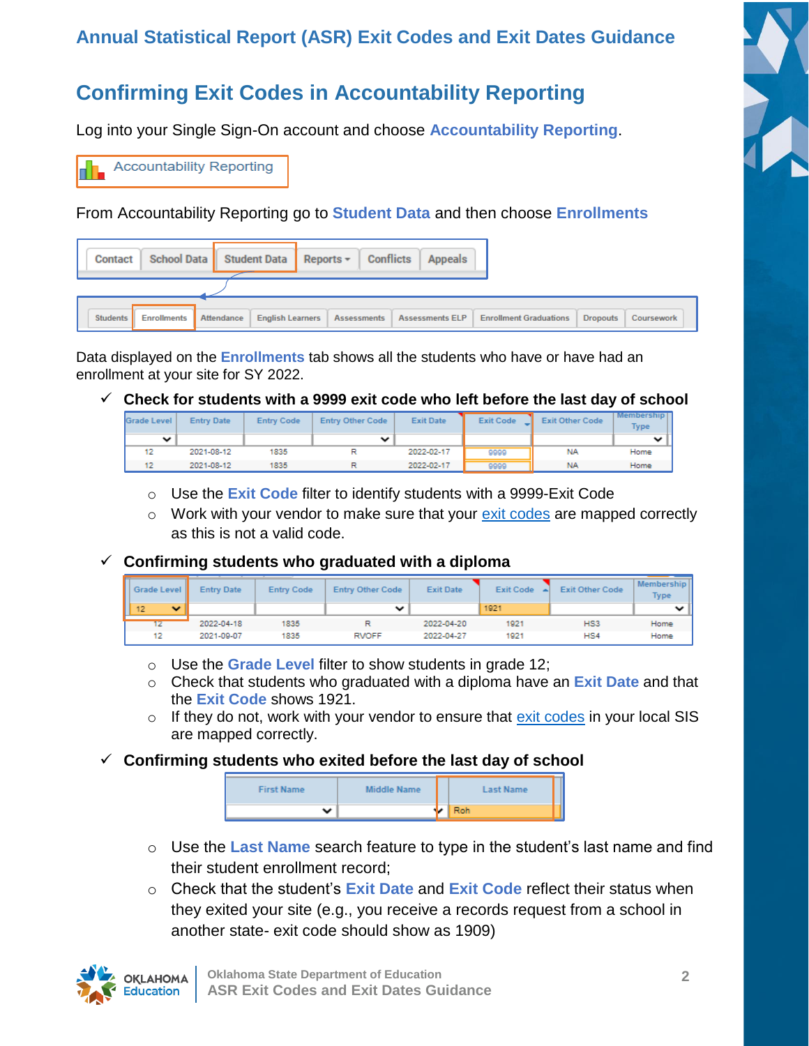# Annual Statistical Report (ASR) Exit Codes and Exit Dates Guidance

## Confirming Exit Codes in Accountability Reporting

Log into your Single Sign-On account and choose **Accountability Reporting**.

From Accountability Reporting go to **Student Data** and then choose **Enrollments**

Data displayed on the **Enrollments** tab shows all the students who have or have had an enrollment at your site for SY 2022.

✓ **Check for students with a 9999 exit code who left before the last day of school**

| Grade Level | Entry Date | Entry Code | Entry Other Code | Exit Date | Exit Code | Exit Other Code | Membership Type |
|---|---|---|---|---|---|---|---|
| 12 | 2021-08-12 | 1835 | R | 2022-02-17 | 9999 | NA | Home |
| 12 | 2021-08-12 | 1835 | R | 2022-02-17 | 9999 | NA | Home |

- Use the **Exit Code** filter to identify students with a 9999-Exit Code
- Work with your vendor to make sure that your exit codes are mapped correctly as this is not a valid code.

✓ **Confirming students who graduated with a diploma**

| Grade Level | Entry Date | Entry Code | Entry Other Code | Exit Date | Exit Code | Exit Other Code | Membership Type |
|---|---|---|---|---|---|---|---|
| 12 | 2022-04-18 | 1835 | R | 2022-04-20 | 1921 | HS3 | Home |
| 12 | 2021-09-07 | 1835 | RVOFF | 2022-04-27 | 1921 | HS4 | Home |

- Use the **Grade Level** filter to show students in grade 12;
- Check that students who graduated with a diploma have an **Exit Date** and that the **Exit Code** shows 1921.
- If they do not, work with your vendor to ensure that exit codes in your local SIS are mapped correctly.

✓ **Confirming students who exited before the last day of school**

| First Name | Middle Name | Last Name |
|---|---|---|
| | | Roh |

- Use the **Last Name** search feature to type in the student's last name and find their student enrollment record;
- Check that the student's **Exit Date** and **Exit Code** reflect their status when they exited your site (e.g., you receive a records request from a school in another state- exit code should show as 1909)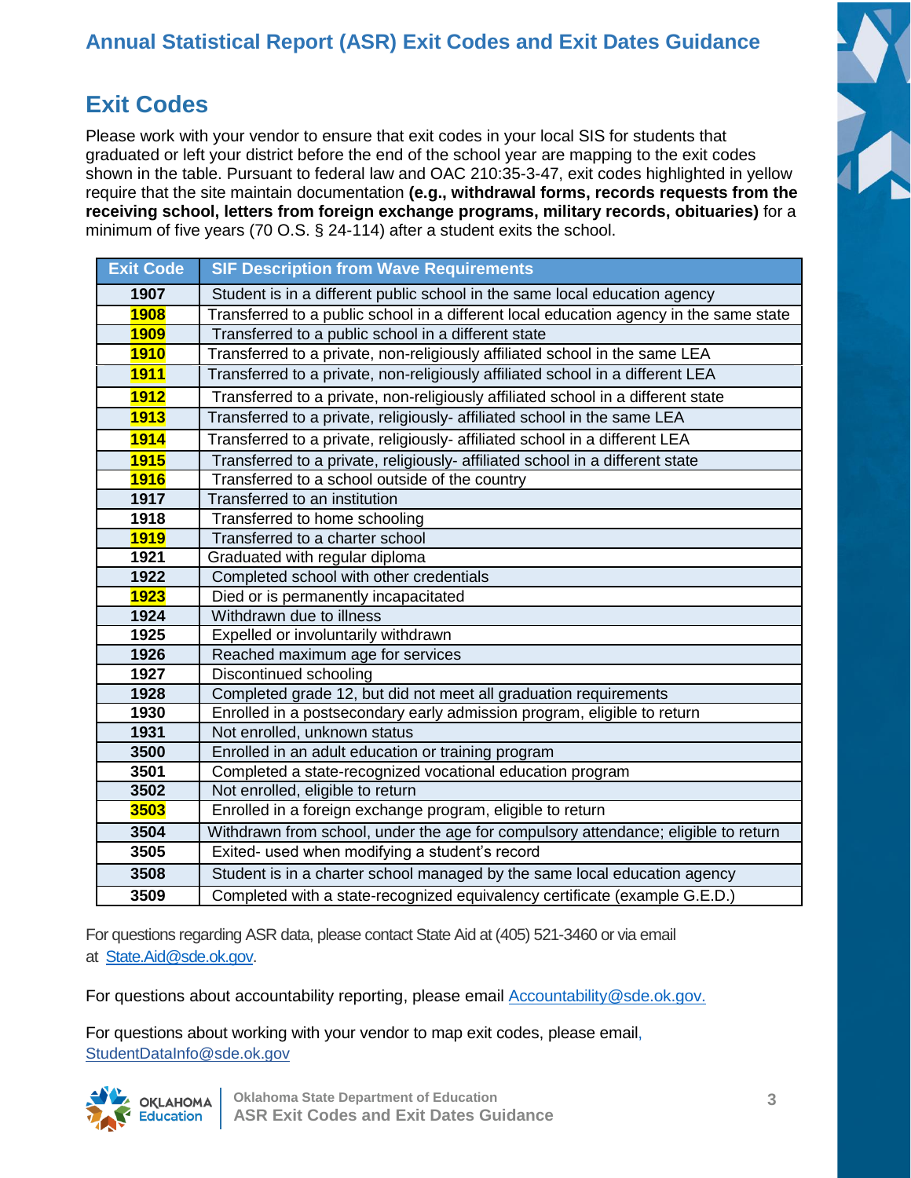# Annual Statistical Report (ASR) Exit Codes and Exit Dates Guidance

## Exit Codes

Please work with your vendor to ensure that exit codes in your local SIS for students that graduated or left your district before the end of the school year are mapping to the exit codes shown in the table. Pursuant to federal law and OAC 210:35-3-47, exit codes highlighted in yellow require that the site maintain documentation **(e.g., withdrawal forms, records requests from the receiving school, letters from foreign exchange programs, military records, obituaries)** for a minimum of five years (70 O.S. § 24-114) after a student exits the school.

| Exit Code | SIF Description from Wave Requirements |
|---|---|
| 1907 | Student is in a different public school in the same local education agency |
| 1908 | Transferred to a public school in a different local education agency in the same state |
| 1909 | Transferred to a public school in a different state |
| 1910 | Transferred to a private, non-religiously affiliated school in the same LEA |
| 1911 | Transferred to a private, non-religiously affiliated school in a different LEA |
| 1912 | Transferred to a private, non-religiously affiliated school in a different state |
| 1913 | Transferred to a private, religiously- affiliated school in the same LEA |
| 1914 | Transferred to a private, religiously- affiliated school in a different LEA |
| 1915 | Transferred to a private, religiously- affiliated school in a different state |
| 1916 | Transferred to a school outside of the country |
| 1917 | Transferred to an institution |
| 1918 | Transferred to home schooling |
| 1919 | Transferred to a charter school |
| 1921 | Graduated with regular diploma |
| 1922 | Completed school with other credentials |
| 1923 | Died or is permanently incapacitated |
| 1924 | Withdrawn due to illness |
| 1925 | Expelled or involuntarily withdrawn |
| 1926 | Reached maximum age for services |
| 1927 | Discontinued schooling |
| 1928 | Completed grade 12, but did not meet all graduation requirements |
| 1930 | Enrolled in a postsecondary early admission program, eligible to return |
| 1931 | Not enrolled, unknown status |
| 3500 | Enrolled in an adult education or training program |
| 3501 | Completed a state-recognized vocational education program |
| 3502 | Not enrolled, eligible to return |
| 3503 | Enrolled in a foreign exchange program, eligible to return |
| 3504 | Withdrawn from school, under the age for compulsory attendance; eligible to return |
| 3505 | Exited- used when modifying a student's record |
| 3508 | Student is in a charter school managed by the same local education agency |
| 3509 | Completed with a state-recognized equivalency certificate (example G.E.D.) |

For questions regarding ASR data, please contact State Aid at (405) 521-3460 or via email at State.Aid@sde.ok.gov.

For questions about accountability reporting, please email Accountability@sde.ok.gov.

For questions about working with your vendor to map exit codes, please email, StudentDataInfo@sde.ok.gov